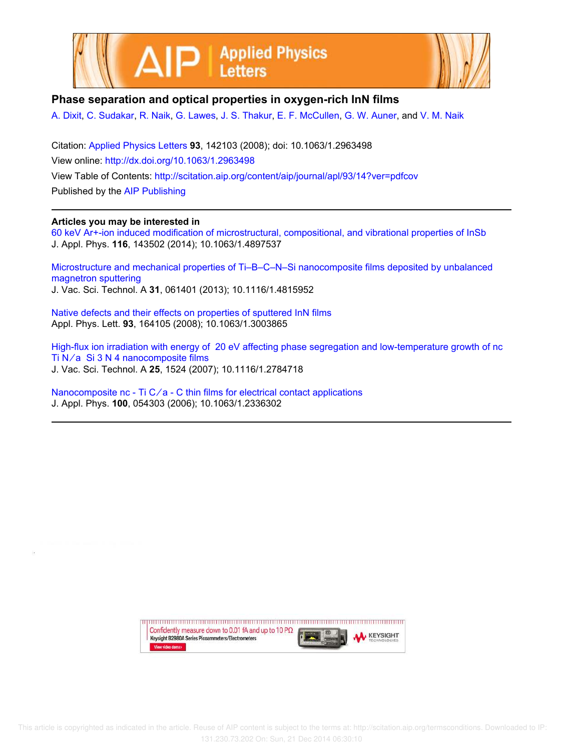# Phase separation and optical properties in oxygen-rich InN films

A. Dixit, C. Sudakar, R. Naik, G. Lawes, J. S. Thakur, E. F. McCullen, G. W. Auner, and V. M. Naik

Citation: Applied Physics Letters **93**, 142103 (2008); doi: 10.1063/1.2963498

View online: http://dx.doi.org/10.1063/1.2963498

View Table of Contents: http://scitation.aip.org/content/aip/journal/apl/93/14?ver=pdfcov

Published by the AIP Publishing

## Articles you may be interested in

60 keV Ar+-ion induced modification of microstructural, compositional, and vibrational properties of InSb
J. Appl. Phys. **116**, 143502 (2014); 10.1063/1.4897537

Microstructure and mechanical properties of Ti–B–C–N–Si nanocomposite films deposited by unbalanced magnetron sputtering
J. Vac. Sci. Technol. A **31**, 061401 (2013); 10.1116/1.4815952

Native defects and their effects on properties of sputtered InN films
Appl. Phys. Lett. **93**, 164105 (2008); 10.1063/1.3003865

High-flux ion irradiation with energy of 20 eV affecting phase segregation and low-temperature growth of nc TiN/a Si3N4 nanocomposite films
J. Vac. Sci. Technol. A **25**, 1524 (2007); 10.1116/1.2784718

Nanocomposite nc - TiC/a - C thin films for electrical contact applications
J. Appl. Phys. **100**, 054303 (2006); 10.1063/1.2336302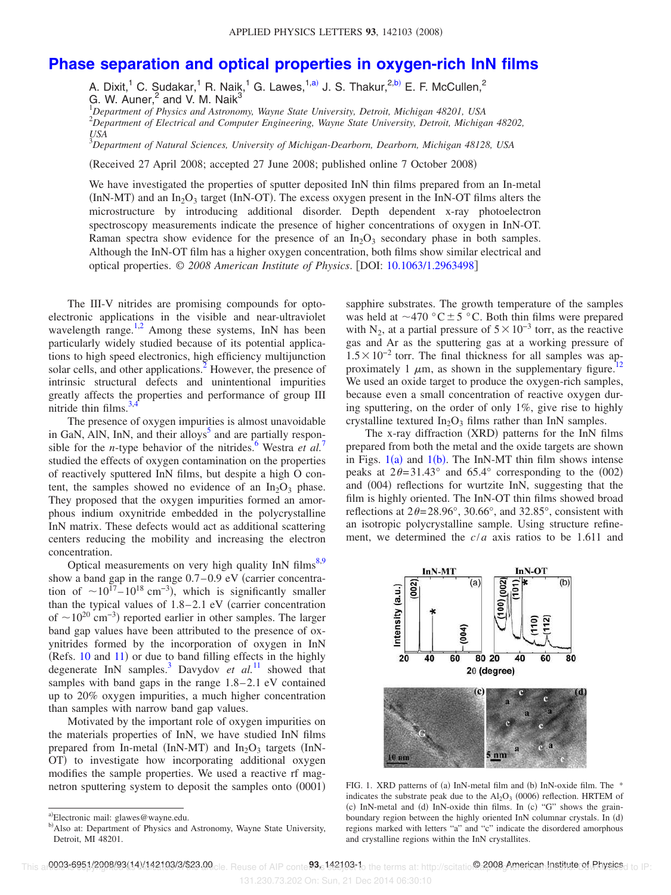# Phase separation and optical properties in oxygen-rich InN films

A. Dixit,[1] C. Sudakar,[1] R. Naik,[1] G. Lawes,[1,a)] J. S. Thakur,[2,b)] E. F. McCullen,[2] G. W. Auner,[2] and V. M. Naik[3]

[1]*Department of Physics and Astronomy, Wayne State University, Detroit, Michigan 48201, USA*
[2]*Department of Electrical and Computer Engineering, Wayne State University, Detroit, Michigan 48202, USA*
[3]*Department of Natural Sciences, University of Michigan-Dearborn, Dearborn, Michigan 48128, USA*

(Received 27 April 2008; accepted 27 June 2008; published online 7 October 2008)

We have investigated the properties of sputter deposited InN thin films prepared from an In-metal (InN-MT) and an $In_2O_3$ target (InN-OT). The excess oxygen present in the InN-OT films alters the microstructure by introducing additional disorder. Depth dependent x-ray photoelectron spectroscopy measurements indicate the presence of higher concentrations of oxygen in InN-OT. Raman spectra show evidence for the presence of an $In_2O_3$ secondary phase in both samples. Although the InN-OT film has a higher oxygen concentration, both films show similar electrical and optical properties. © *2008 American Institute of Physics*. [DOI: 10.1063/1.2963498]

The III-V nitrides are promising compounds for optoelectronic applications in the visible and near-ultraviolet wavelength range.[1,2] Among these systems, InN has been particularly widely studied because of its potential applications to high speed electronics, high efficiency multijunction solar cells, and other applications.[2] However, the presence of intrinsic structural defects and unintentional impurities greatly affects the properties and performance of group III nitride thin films.[3,4]

The presence of oxygen impurities is almost unavoidable in GaN, AlN, InN, and their alloys[5] and are partially responsible for the *n*-type behavior of the nitrides.[6] Westra *et al.*[7] studied the effects of oxygen contamination on the properties of reactively sputtered InN films, but despite a high O content, the samples showed no evidence of an $In_2O_3$ phase. They proposed that the oxygen impurities formed an amorphous indium oxynitride embedded in the polycrystalline InN matrix. These defects would act as additional scattering centers reducing the mobility and increasing the electron concentration.

Optical measurements on very high quality InN films[8,9] show a band gap in the range 0.7–0.9 eV (carrier concentration of $\sim 10^{17}$–$10^{18}$ $cm^{-3}$), which is significantly smaller than the typical values of 1.8–2.1 eV (carrier concentration of $\sim 10^{20}$ $cm^{-3}$) reported earlier in other samples. The larger band gap values have been attributed to the presence of oxynitrides formed by the incorporation of oxygen in InN (Refs. 10 and 11) or due to band filling effects in the highly degenerate InN samples.[3] Davydov *et al.*[11] showed that samples with band gaps in the range 1.8–2.1 eV contained up to 20% oxygen impurities, a much higher concentration than samples with narrow band gap values.

Motivated by the important role of oxygen impurities on the materials properties of InN, we have studied InN films prepared from In-metal (InN-MT) and $In_2O_3$ targets (InN-OT) to investigate how incorporating additional oxygen modifies the sample properties. We used a reactive rf magnetron sputtering system to deposit the samples onto (0001) sapphire substrates. The growth temperature of the samples was held at $\sim 470$ °C ± 5 °C. Both thin films were prepared with $N_2$, at a partial pressure of $5\times 10^{-3}$ torr, as the reactive gas and Ar as the sputtering gas at a working pressure of $1.5\times 10^{-2}$ torr. The final thickness for all samples was approximately 1 $\mu$m, as shown in the supplementary figure.[12] We used an oxide target to produce the oxygen-rich samples, because even a small concentration of reactive oxygen during sputtering, on the order of only 1%, give rise to highly crystalline textured $In_2O_3$ films rather than InN samples.

The x-ray diffraction (XRD) patterns for the InN films prepared from both the metal and the oxide targets are shown in Figs. 1(a) and 1(b). The InN-MT thin film shows intense peaks at $2\theta = 31.43°$ and 65.4° corresponding to the (002) and (004) reflections for wurtzite InN, suggesting that the film is highly oriented. The InN-OT thin films showed broad reflections at $2\theta = 28.96°$, 30.66°, and 32.85°, consistent with an isotropic polycrystalline sample. Using structure refinement, we determined the $c/a$ axis ratios to be 1.611 and

FIG. 1. XRD patterns of (a) InN-metal film and (b) InN-oxide film. The * indicates the substrate peak due to the $Al_2O_3$ (0006) reflection. HRTEM of (c) InN-metal and (d) InN-oxide thin films. In (c) "G" shows the grain-boundary region between the highly oriented InN columnar crystals. In (d) regions marked with letters "a" and "c" indicate the disordered amorphous and crystalline regions within the InN crystallites.

a)Electronic mail: glawes@wayne.edu.
b)Also at: Department of Physics and Astronomy, Wayne State University, Detroit, MI 48201.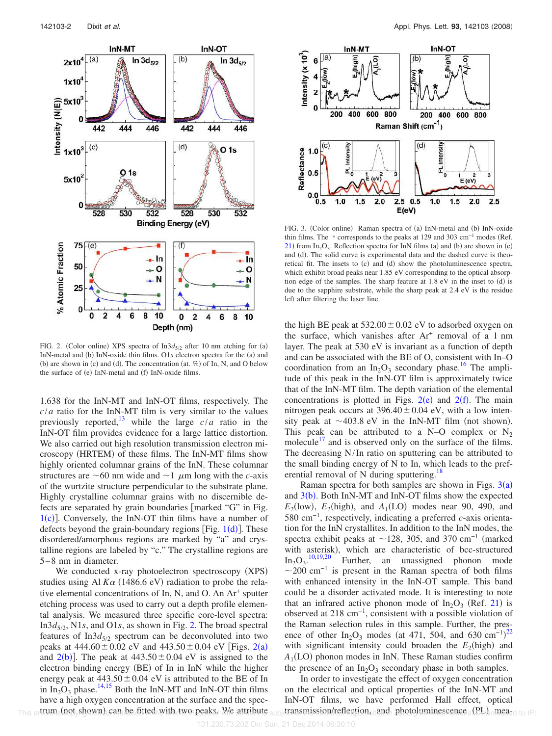FIG. 2. (Color online) XPS spectra of In$3d_{5/2}$ after 10 nm etching for (a) InN-metal and (b) InN-oxide thin films. O1*s* electron spectra for the (a) and (b) are shown in (c) and (d). The concentration (at. %) of In, N, and O below the surface of (e) InN-metal and (f) InN-oxide films.

1.638 for the InN-MT and InN-OT films, respectively. The $c/a$ ratio for the InN-MT film is very similar to the values previously reported,[13] while the large $c/a$ ratio in the InN-OT film provides evidence for a large lattice distortion. We also carried out high resolution transmission electron microscopy (HRTEM) of these films. The InN-MT films show highly oriented columnar grains of the InN. These columnar structures are ~60 nm wide and ~1 $\mu$m long with the *c*-axis of the wurtzite structure perpendicular to the substrate plane. Highly crystalline columnar grains with no discernible defects are separated by grain boundaries [marked "G" in Fig. 1(c)]. Conversely, the InN-OT thin films have a number of defects beyond the grain-boundary regions [Fig. 1(d)]. These disordered/amorphous regions are marked by "a" and crystalline regions are labeled by "c." The crystalline regions are 5–8 nm in diameter.

We conducted x-ray photoelectron spectroscopy (XPS) studies using Al $K\alpha$ (1486.6 eV) radiation to probe the relative elemental concentrations of In, N, and O. An $Ar^+$ sputter etching process was used to carry out a depth profile elemental analysis. We measured three specific core-level spectra: In$3d_{5/2}$, N1*s*, and O1*s*, as shown in Fig. 2. The broad spectral features of In$3d_{5/2}$ spectrum can be deconvoluted into two peaks at $444.60 \pm 0.02$ eV and $443.50 \pm 0.04$ eV [Figs. 2(a) and 2(b)]. The peak at $443.50 \pm 0.04$ eV is assigned to the electron binding energy (BE) of In in InN while the higher energy peak at $443.50 \pm 0.04$ eV is attributed to the BE of In in $In_2O_3$ phase.[14,15] Both the InN-MT and InN-OT thin films have a high oxygen concentration at the surface and the spectrum (not shown) can be fitted with two peaks. We attribute the high BE peak at $532.00 \pm 0.02$ eV to adsorbed oxygen on the surface, which vanishes after $Ar^+$ removal of a 1 nm layer. The peak at 530 eV is invariant as a function of depth and can be associated with the BE of O, consistent with In–O coordination from an $In_2O_3$ secondary phase.[16] The amplitude of this peak in the InN-OT film is approximately twice that of the InN-MT film. The depth variation of the elemental concentrations is plotted in Figs. 2(e) and 2(f). The main nitrogen peak occurs at $396.40 \pm 0.04$ eV, with a low intensity peak at ~403.8 eV in the InN-MT film (not shown). This peak can be attributed to a N–O complex or $N_2$ molecule[17] and is observed only on the surface of the films. The decreasing N/In ratio on sputtering can be attributed to the small binding energy of N to In, which leads to the preferential removal of N during sputtering.[18]

FIG. 3. (Color online) Raman spectra of (a) InN-metal and (b) InN-oxide thin films. The * corresponds to the peaks at 129 and 303 $cm^{-1}$ modes (Ref. 21) from $In_2O_3$. Reflection spectra for InN films (a) and (b) are shown in (c) and (d). The solid curve is experimental data and the dashed curve is theoretical fit. The insets to (c) and (d) show the photoluminescence spectra, which exhibit broad peaks near 1.85 eV corresponding to the optical absorption edge of the samples. The sharp feature at 1.8 eV in the inset to (d) is due to the sapphire substrate, while the sharp peak at 2.4 eV is the residue left after filtering the laser line.

Raman spectra for both samples are shown in Figs. 3(a) and 3(b). Both InN-MT and InN-OT films show the expected $E_2$(low), $E_2$(high), and $A_1$(LO) modes near 90, 490, and 580 $cm^{-1}$, respectively, indicating a preferred *c*-axis orientation for the InN crystallites. In addition to the InN modes, the spectra exhibit peaks at ~128, 305, and 370 $cm^{-1}$ (marked with asterisk), which are characteristic of bcc-structured $In_2O_3$.[10,19,20] Further, an unassigned phonon mode ~200 $cm^{-1}$ is present in the Raman spectra of both films with enhanced intensity in the InN-OT sample. This band could be a disorder activated mode. It is interesting to note that an infrared active phonon mode of $In_2O_3$ (Ref. 21) is observed at 218 $cm^{-1}$, consistent with a possible violation of the Raman selection rules in this sample. Further, the presence of other $In_2O_3$ modes (at 471, 504, and 630 $cm^{-1}$)[22] with significant intensity could broaden the $E_2$(high) and $A_1$(LO) phonon modes in InN. These Raman studies confirm the presence of an $In_2O_3$ secondary phase in both samples.

In order to investigate the effect of oxygen concentration on the electrical and optical properties of the InN-MT and InN-OT films, we have performed Hall effect, optical transmission/reflection, and photoluminescence (PL) mea-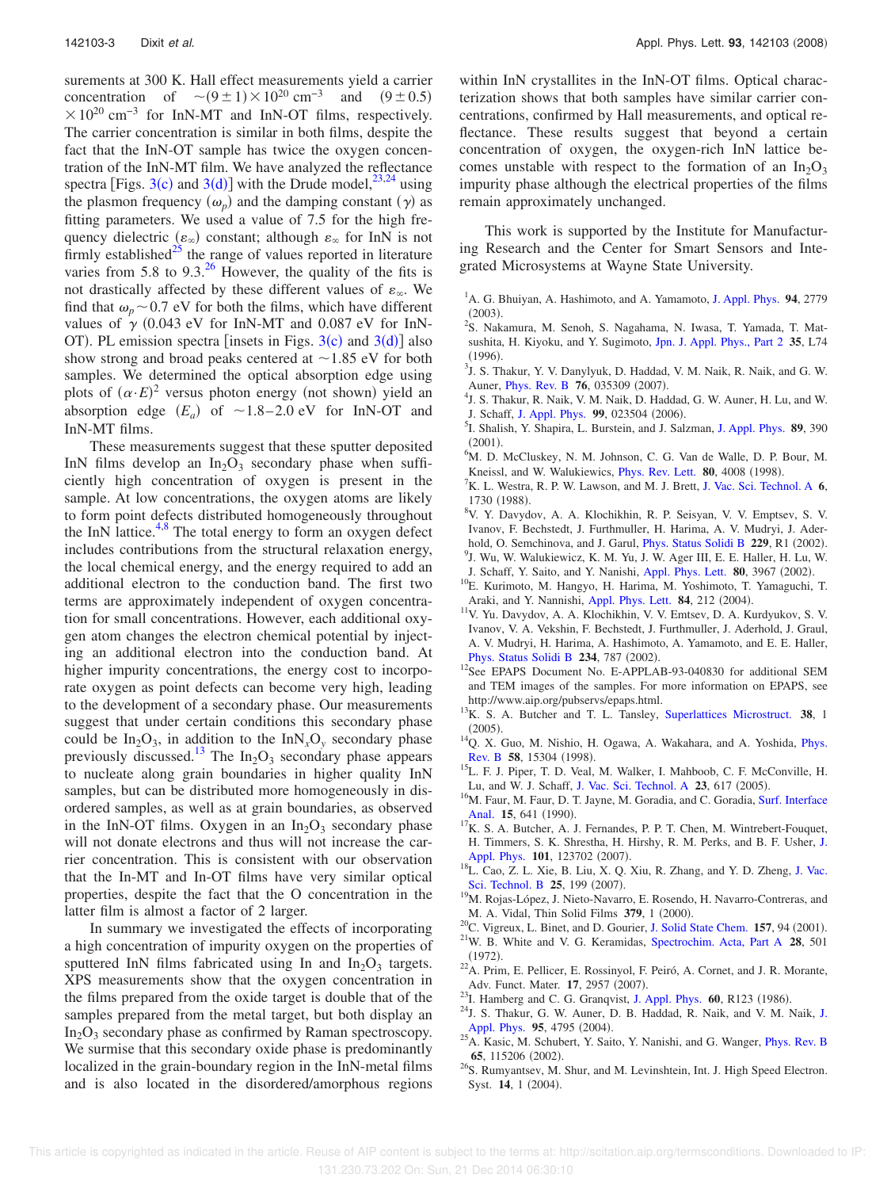surements at 300 K. Hall effect measurements yield a carrier concentration of $\sim(9\pm1)\times10^{20}$ cm$^{-3}$ and $(9\pm0.5)\times10^{20}$ cm$^{-3}$ for InN-MT and InN-OT films, respectively. The carrier concentration is similar in both films, despite the fact that the InN-OT sample has twice the oxygen concentration of the InN-MT film. We have analyzed the reflectance spectra [Figs. 3(c) and 3(d)] with the Drude model,[23,24] using the plasmon frequency ($\omega_p$) and the damping constant ($\gamma$) as fitting parameters. We used a value of 7.5 for the high frequency dielectric ($\varepsilon_\infty$) constant; although $\varepsilon_\infty$ for InN is not firmly established[25] the range of values reported in literature varies from 5.8 to 9.3.[26] However, the quality of the fits is not drastically affected by these different values of $\varepsilon_\infty$. We find that $\omega_p\sim0.7$ eV for both the films, which have different values of $\gamma$ (0.043 eV for InN-MT and 0.087 eV for InN-OT). PL emission spectra [insets in Figs. 3(c) and 3(d)] also show strong and broad peaks centered at $\sim$1.85 eV for both samples. We determined the optical absorption edge using plots of $(\alpha\cdot E)^2$ versus photon energy (not shown) yield an absorption edge ($E_a$) of $\sim$1.8–2.0 eV for InN-OT and InN-MT films.

These measurements suggest that these sputter deposited InN films develop an $In_2O_3$ secondary phase when sufficiently high concentration of oxygen is present in the sample. At low concentrations, the oxygen atoms are likely to form point defects distributed homogeneously throughout the InN lattice.[4,8] The total energy to form an oxygen defect includes contributions from the structural relaxation energy, the local chemical energy, and the energy required to add an additional electron to the conduction band. The first two terms are approximately independent of oxygen concentration for small concentrations. However, each additional oxygen atom changes the electron chemical potential by injecting an additional electron into the conduction band. At higher impurity concentrations, the energy cost to incorporate oxygen as point defects can become very high, leading to the development of a secondary phase. Our measurements suggest that under certain conditions this secondary phase could be $In_2O_3$, in addition to the $In_xO_y$ secondary phase previously discussed.[13] The $In_2O_3$ secondary phase appears to nucleate along grain boundaries in higher quality InN samples, but can be distributed more homogeneously in disordered samples, as well as at grain boundaries, as observed in the InN-OT films. Oxygen in an $In_2O_3$ secondary phase will not donate electrons and thus will not increase the carrier concentration. This is consistent with our observation that the In-MT and In-OT films have very similar optical properties, despite the fact that the O concentration in the latter film is almost a factor of 2 larger.

In summary we investigated the effects of incorporating a high concentration of impurity oxygen on the properties of sputtered InN films fabricated using In and $In_2O_3$ targets. XPS measurements show that the oxygen concentration in the films prepared from the oxide target is double that of the samples prepared from the metal target, but both display an $In_2O_3$ secondary phase as confirmed by Raman spectroscopy. We surmise that this secondary oxide phase is predominantly localized in the grain-boundary region in the InN-metal films and is also located in the disordered/amorphous regions within InN crystallites in the InN-OT films. Optical characterization shows that both samples have similar carrier concentrations, confirmed by Hall measurements, and optical reflectance. These results suggest that beyond a certain concentration of oxygen, the oxygen-rich InN lattice becomes unstable with respect to the formation of an $In_2O_3$ impurity phase although the electrical properties of the films remain approximately unchanged.

This work is supported by the Institute for Manufacturing Research and the Center for Smart Sensors and Integrated Microsystems at Wayne State University.

[1] A. G. Bhuiyan, A. Hashimoto, and A. Yamamoto, J. Appl. Phys. **94**, 2779 (2003).

[2] S. Nakamura, M. Senoh, S. Nagahama, N. Iwasa, T. Yamada, T. Matsushita, H. Kiyoku, and Y. Sugimoto, Jpn. J. Appl. Phys., Part 2 **35**, L74 (1996).

[3] J. S. Thakur, Y. V. Danylyuk, D. Haddad, V. M. Naik, R. Naik, and G. W. Auner, Phys. Rev. B **76**, 035309 (2007).

[4] J. S. Thakur, R. Naik, V. M. Naik, D. Haddad, G. W. Auner, H. Lu, and W. J. Schaff, J. Appl. Phys. **99**, 023504 (2006).

[5] I. Shalish, Y. Shapira, L. Burstein, and J. Salzman, J. Appl. Phys. **89**, 390 (2001).

[6] M. D. McCluskey, N. M. Johnson, C. G. Van de Walle, D. P. Bour, M. Kneissl, and W. Walukiewicz, Phys. Rev. Lett. **80**, 4008 (1998).

[7] K. L. Westra, R. P. W. Lawson, and M. J. Brett, J. Vac. Sci. Technol. A **6**, 1730 (1988).

[8] V. Y. Davydov, A. A. Klochikhin, R. P. Seisyan, V. V. Emptsev, S. V. Ivanov, F. Bechstedt, J. Furthmuller, H. Harima, A. V. Mudryi, J. Aderhold, O. Semchinova, and J. Garul, Phys. Status Solidi B **229**, R1 (2002).

[9] J. Wu, W. Walukiewicz, K. M. Yu, J. W. Ager III, E. E. Haller, H. Lu, W. J. Schaff, Y. Saito, and Y. Nanishi, Appl. Phys. Lett. **80**, 3967 (2002).

[10] E. Kurimoto, M. Hangyo, H. Harima, M. Yoshimoto, T. Yamaguchi, T. Araki, and Y. Nannishi, Appl. Phys. Lett. **84**, 212 (2004).

[11] V. Yu. Davydov, A. A. Klochikhin, V. V. Emtsev, D. A. Kurdyukov, S. V. Ivanov, V. A. Vekshin, F. Bechstedt, J. Furthmuller, J. Aderhold, J. Graul, A. V. Mudryi, H. Harima, A. Hashimoto, A. Yamamoto, and E. E. Haller, Phys. Status Solidi B **234**, 787 (2002).

[12] See EPAPS Document No. E-APPLAB-93-040830 for additional SEM and TEM images of the samples. For more information on EPAPS, see http://www.aip.org/pubservs/epaps.html.

[13] K. S. A. Butcher and T. L. Tansley, Superlattices Microstruct. **38**, 1 (2005).

[14] Q. X. Guo, M. Nishio, H. Ogawa, A. Wakahara, and A. Yoshida, Phys. Rev. B **58**, 15304 (1998).

[15] L. F. J. Piper, T. D. Veal, M. Walker, I. Mahboob, C. F. McConville, H. Lu, and W. J. Schaff, J. Vac. Sci. Technol. A **23**, 617 (2005).

[16] M. Faur, M. Faur, D. T. Jayne, M. Goradia, and C. Goradia, Surf. Interface Anal. **15**, 641 (1990).

[17] K. S. A. Butcher, A. J. Fernandes, P. P. T. Chen, M. Wintrebert-Fouquet, H. Timmers, S. K. Shrestha, H. Hirshy, R. M. Perks, and B. F. Usher, J. Appl. Phys. **101**, 123702 (2007).

[18] L. Cao, Z. L. Xie, B. Liu, X. Q. Xiu, R. Zhang, and Y. D. Zheng, J. Vac. Sci. Technol. B **25**, 199 (2007).

[19] M. Rojas-López, J. Nieto-Navarro, E. Rosendo, H. Navarro-Contreras, and M. A. Vidal, Thin Solid Films **379**, 1 (2000).

[20] C. Vigreux, L. Binet, and D. Gourier, J. Solid State Chem. **157**, 94 (2001).

[21] W. B. White and V. G. Keramidas, Spectrochim. Acta, Part A **28**, 501 (1972).

[22] A. Prim, E. Pellicer, E. Rossinyol, F. Peiró, A. Cornet, and J. R. Morante, Adv. Funct. Mater. **17**, 2957 (2007).

[23] I. Hamberg and C. G. Granqvist, J. Appl. Phys. **60**, R123 (1986).

[24] J. S. Thakur, G. W. Auner, D. B. Haddad, R. Naik, and V. M. Naik, J. Appl. Phys. **95**, 4795 (2004).

[25] A. Kasic, M. Schubert, Y. Saito, Y. Nanishi, and G. Wanger, Phys. Rev. B **65**, 115206 (2002).

[26] S. Rumyantsev, M. Shur, and M. Levinshtein, Int. J. High Speed Electron. Syst. **14**, 1 (2004).